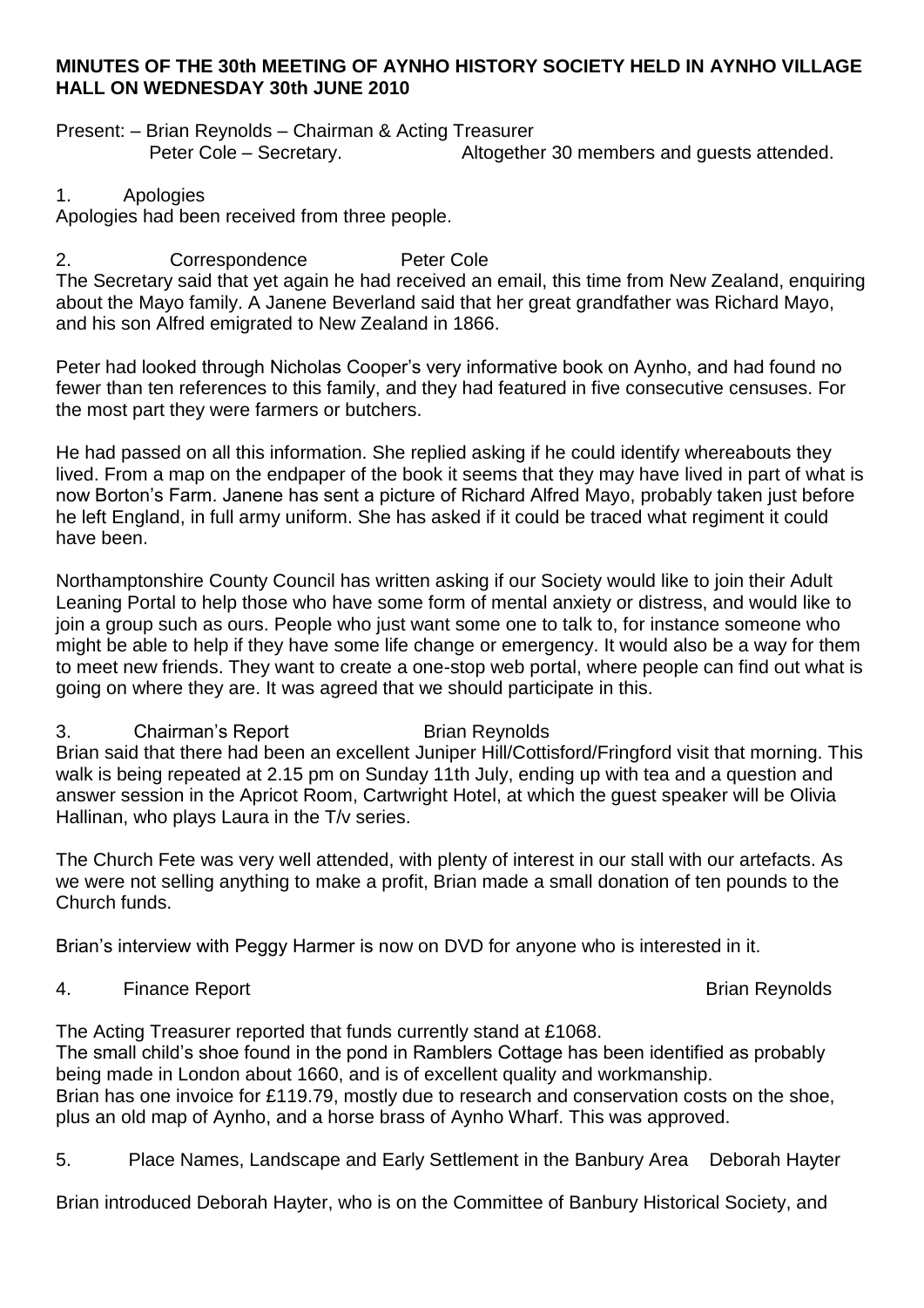**MINUTES OF THE 30th MEETING OF AYNHO HISTORY SOCIETY HELD IN AYNHO VILLAGE HALL ON WEDNESDAY 30th JUNE 2010**

Present: – Brian Reynolds – Chairman & Acting Treasurer
Peter Cole – Secretary. Altogether 30 members and guests attended.

1. Apologies

Apologies had been received from three people.

2. Correspondence Peter Cole

The Secretary said that yet again he had received an email, this time from New Zealand, enquiring about the Mayo family. A Janene Beverland said that her great grandfather was Richard Mayo, and his son Alfred emigrated to New Zealand in 1866.

Peter had looked through Nicholas Cooper's very informative book on Aynho, and had found no fewer than ten references to this family, and they had featured in five consecutive censuses. For the most part they were farmers or butchers.

He had passed on all this information. She replied asking if he could identify whereabouts they lived. From a map on the endpaper of the book it seems that they may have lived in part of what is now Borton's Farm. Janene has sent a picture of Richard Alfred Mayo, probably taken just before he left England, in full army uniform. She has asked if it could be traced what regiment it could have been.

Northamptonshire County Council has written asking if our Society would like to join their Adult Leaning Portal to help those who have some form of mental anxiety or distress, and would like to join a group such as ours. People who just want some one to talk to, for instance someone who might be able to help if they have some life change or emergency. It would also be a way for them to meet new friends. They want to create a one-stop web portal, where people can find out what is going on where they are. It was agreed that we should participate in this.

3. Chairman's Report Brian Reynolds

Brian said that there had been an excellent Juniper Hill/Cottisford/Fringford visit that morning. This walk is being repeated at 2.15 pm on Sunday 11th July, ending up with tea and a question and answer session in the Apricot Room, Cartwright Hotel, at which the guest speaker will be Olivia Hallinan, who plays Laura in the T/v series.

The Church Fete was very well attended, with plenty of interest in our stall with our artefacts. As we were not selling anything to make a profit, Brian made a small donation of ten pounds to the Church funds.

Brian's interview with Peggy Harmer is now on DVD for anyone who is interested in it.

4. Finance Report Brian Reynolds

The Acting Treasurer reported that funds currently stand at £1068.
The small child's shoe found in the pond in Ramblers Cottage has been identified as probably being made in London about 1660, and is of excellent quality and workmanship.
Brian has one invoice for £119.79, mostly due to research and conservation costs on the shoe, plus an old map of Aynho, and a horse brass of Aynho Wharf. This was approved.

5. Place Names, Landscape and Early Settlement in the Banbury Area Deborah Hayter

Brian introduced Deborah Hayter, who is on the Committee of Banbury Historical Society, and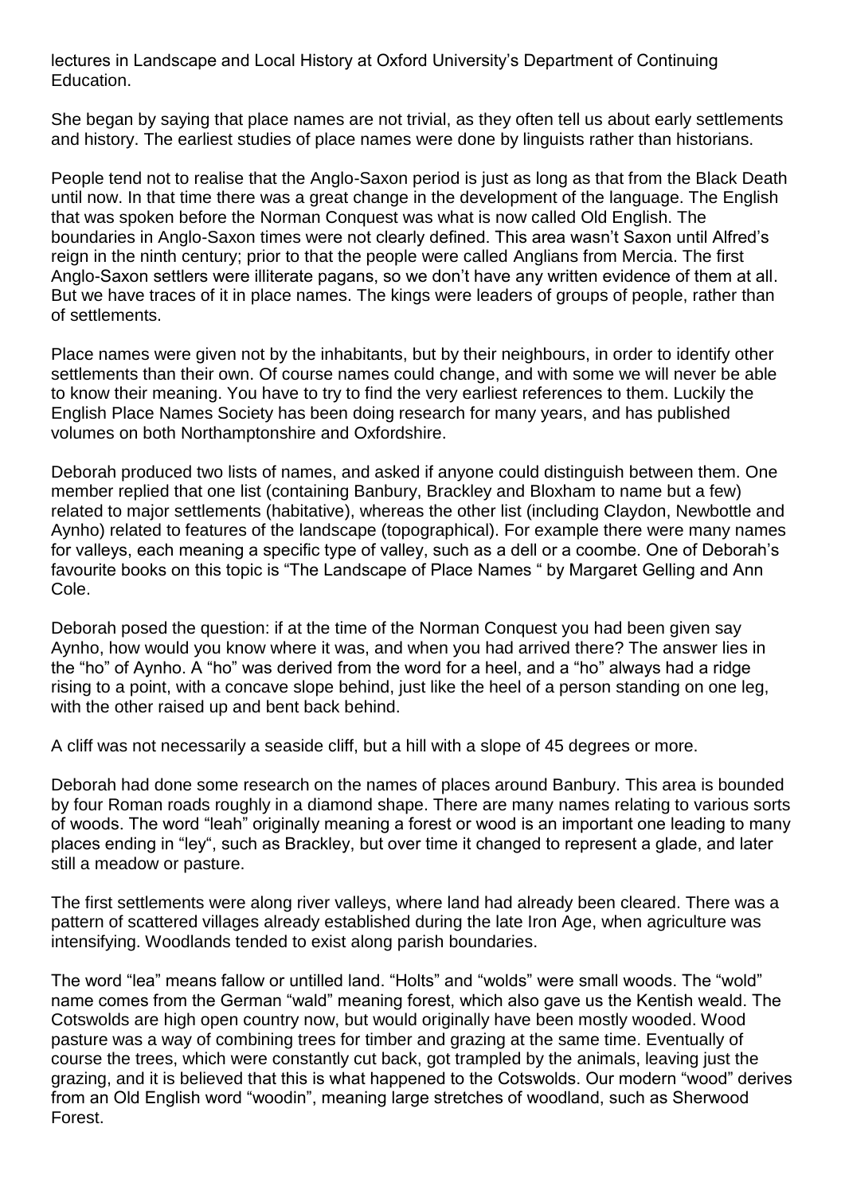lectures in Landscape and Local History at Oxford University's Department of Continuing Education.

She began by saying that place names are not trivial, as they often tell us about early settlements and history. The earliest studies of place names were done by linguists rather than historians.

People tend not to realise that the Anglo-Saxon period is just as long as that from the Black Death until now. In that time there was a great change in the development of the language. The English that was spoken before the Norman Conquest was what is now called Old English. The boundaries in Anglo-Saxon times were not clearly defined. This area wasn't Saxon until Alfred's reign in the ninth century; prior to that the people were called Anglians from Mercia. The first Anglo-Saxon settlers were illiterate pagans, so we don't have any written evidence of them at all. But we have traces of it in place names. The kings were leaders of groups of people, rather than of settlements.

Place names were given not by the inhabitants, but by their neighbours, in order to identify other settlements than their own. Of course names could change, and with some we will never be able to know their meaning. You have to try to find the very earliest references to them. Luckily the English Place Names Society has been doing research for many years, and has published volumes on both Northamptonshire and Oxfordshire.

Deborah produced two lists of names, and asked if anyone could distinguish between them. One member replied that one list (containing Banbury, Brackley and Bloxham to name but a few) related to major settlements (habitative), whereas the other list (including Claydon, Newbottle and Aynho) related to features of the landscape (topographical). For example there were many names for valleys, each meaning a specific type of valley, such as a dell or a coombe. One of Deborah's favourite books on this topic is "The Landscape of Place Names " by Margaret Gelling and Ann Cole.

Deborah posed the question: if at the time of the Norman Conquest you had been given say Aynho, how would you know where it was, and when you had arrived there? The answer lies in the "ho" of Aynho. A "ho" was derived from the word for a heel, and a "ho" always had a ridge rising to a point, with a concave slope behind, just like the heel of a person standing on one leg, with the other raised up and bent back behind.

A cliff was not necessarily a seaside cliff, but a hill with a slope of 45 degrees or more.

Deborah had done some research on the names of places around Banbury. This area is bounded by four Roman roads roughly in a diamond shape. There are many names relating to various sorts of woods. The word "leah" originally meaning a forest or wood is an important one leading to many places ending in "ley", such as Brackley, but over time it changed to represent a glade, and later still a meadow or pasture.

The first settlements were along river valleys, where land had already been cleared. There was a pattern of scattered villages already established during the late Iron Age, when agriculture was intensifying. Woodlands tended to exist along parish boundaries.

The word "lea" means fallow or untilled land. "Holts" and "wolds" were small woods. The "wold" name comes from the German "wald" meaning forest, which also gave us the Kentish weald. The Cotswolds are high open country now, but would originally have been mostly wooded. Wood pasture was a way of combining trees for timber and grazing at the same time. Eventually of course the trees, which were constantly cut back, got trampled by the animals, leaving just the grazing, and it is believed that this is what happened to the Cotswolds. Our modern "wood" derives from an Old English word "woodin", meaning large stretches of woodland, such as Sherwood Forest.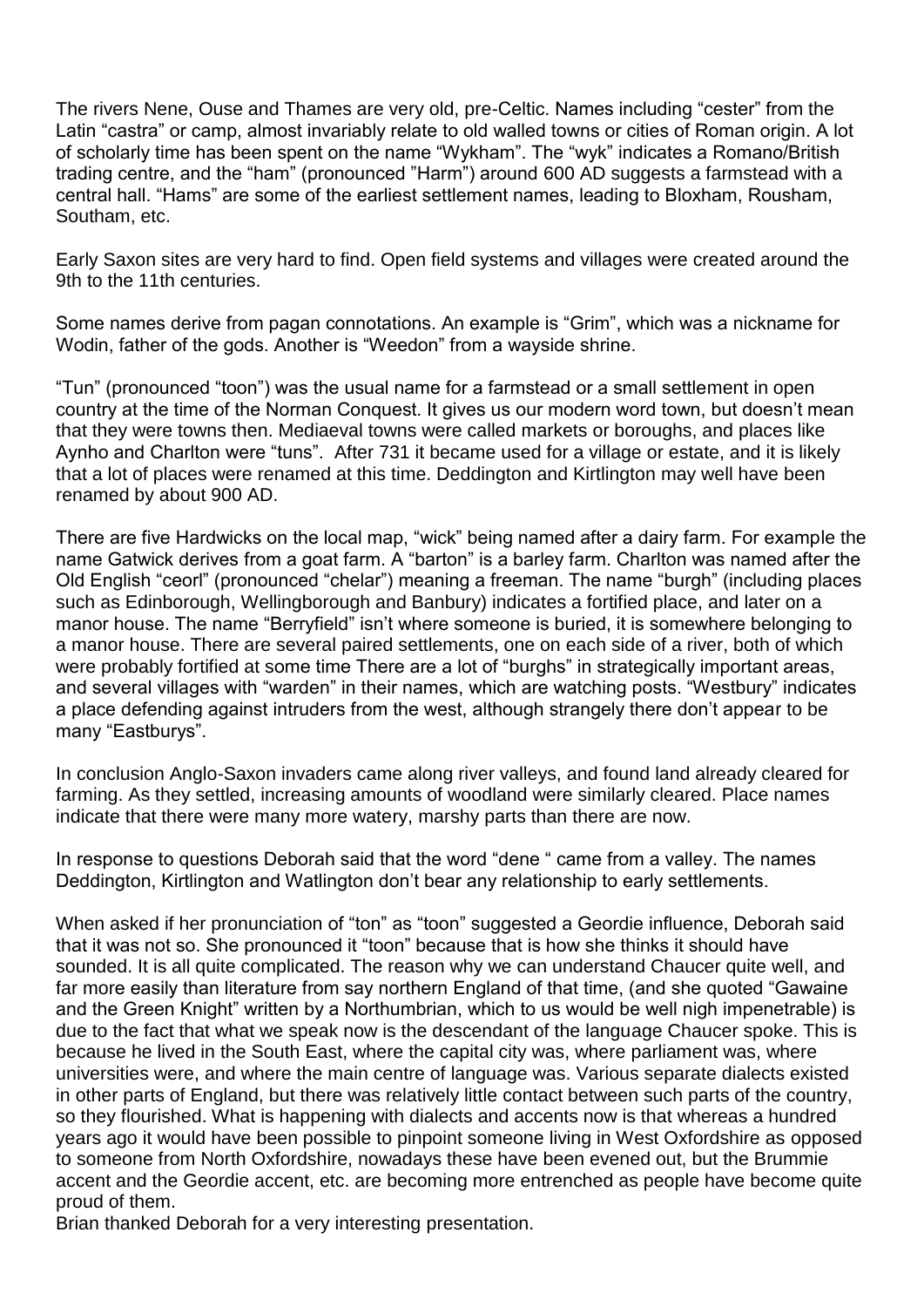The rivers Nene, Ouse and Thames are very old, pre-Celtic. Names including "cester" from the Latin "castra" or camp, almost invariably relate to old walled towns or cities of Roman origin. A lot of scholarly time has been spent on the name "Wykham". The "wyk" indicates a Romano/British trading centre, and the "ham" (pronounced "Harm") around 600 AD suggests a farmstead with a central hall. "Hams" are some of the earliest settlement names, leading to Bloxham, Rousham, Southam, etc.

Early Saxon sites are very hard to find. Open field systems and villages were created around the 9th to the 11th centuries.

Some names derive from pagan connotations. An example is "Grim", which was a nickname for Wodin, father of the gods. Another is "Weedon" from a wayside shrine.

"Tun" (pronounced "toon") was the usual name for a farmstead or a small settlement in open country at the time of the Norman Conquest. It gives us our modern word town, but doesn't mean that they were towns then. Mediaeval towns were called markets or boroughs, and places like Aynho and Charlton were "tuns". After 731 it became used for a village or estate, and it is likely that a lot of places were renamed at this time. Deddington and Kirtlington may well have been renamed by about 900 AD.

There are five Hardwicks on the local map, "wick" being named after a dairy farm. For example the name Gatwick derives from a goat farm. A "barton" is a barley farm. Charlton was named after the Old English "ceorl" (pronounced "chelar") meaning a freeman. The name "burgh" (including places such as Edinborough, Wellingborough and Banbury) indicates a fortified place, and later on a manor house. The name "Berryfield" isn't where someone is buried, it is somewhere belonging to a manor house. There are several paired settlements, one on each side of a river, both of which were probably fortified at some time There are a lot of "burghs" in strategically important areas, and several villages with "warden" in their names, which are watching posts. "Westbury" indicates a place defending against intruders from the west, although strangely there don't appear to be many "Eastburys".

In conclusion Anglo-Saxon invaders came along river valleys, and found land already cleared for farming. As they settled, increasing amounts of woodland were similarly cleared. Place names indicate that there were many more watery, marshy parts than there are now.

In response to questions Deborah said that the word "dene " came from a valley. The names Deddington, Kirtlington and Watlington don't bear any relationship to early settlements.

When asked if her pronunciation of "ton" as "toon" suggested a Geordie influence, Deborah said that it was not so. She pronounced it "toon" because that is how she thinks it should have sounded. It is all quite complicated. The reason why we can understand Chaucer quite well, and far more easily than literature from say northern England of that time, (and she quoted "Gawaine and the Green Knight" written by a Northumbrian, which to us would be well nigh impenetrable) is due to the fact that what we speak now is the descendant of the language Chaucer spoke. This is because he lived in the South East, where the capital city was, where parliament was, where universities were, and where the main centre of language was. Various separate dialects existed in other parts of England, but there was relatively little contact between such parts of the country, so they flourished. What is happening with dialects and accents now is that whereas a hundred years ago it would have been possible to pinpoint someone living in West Oxfordshire as opposed to someone from North Oxfordshire, nowadays these have been evened out, but the Brummie accent and the Geordie accent, etc. are becoming more entrenched as people have become quite proud of them.

Brian thanked Deborah for a very interesting presentation.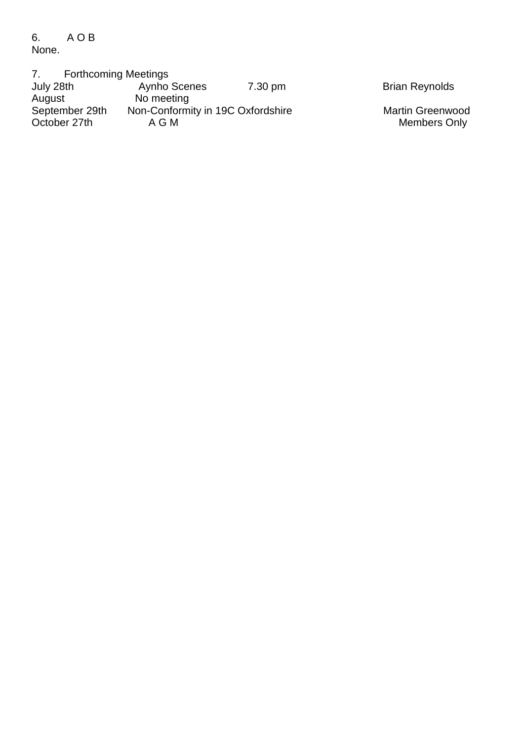6. A O B

None.

7. Forthcoming Meetings

| | | | |
|---|---|---|---|
| July 28th | Aynho Scenes | 7.30 pm | Brian Reynolds |
| August | No meeting | | |
| September 29th | Non-Conformity in 19C Oxfordshire | | Martin Greenwood |
| October 27th | A G M | | Members Only |